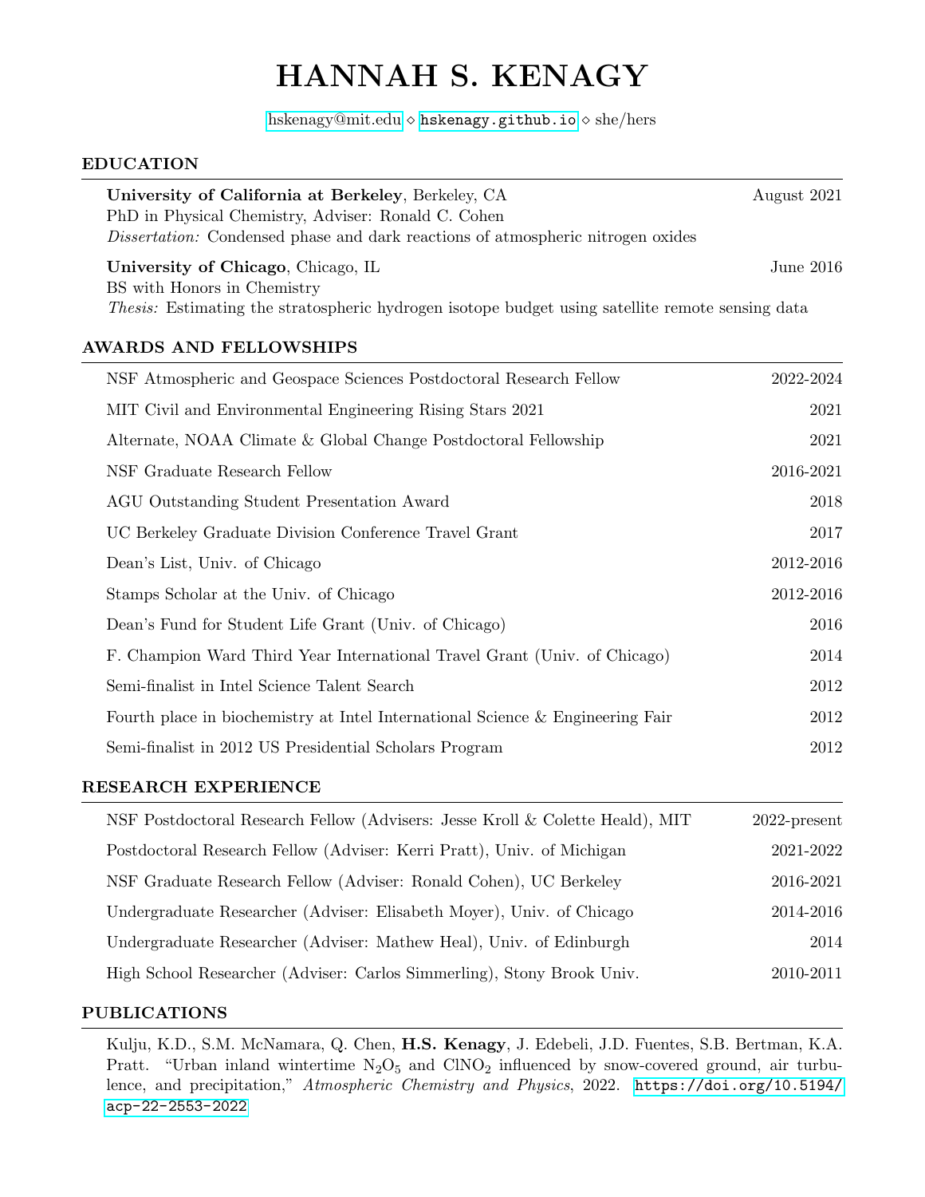# HANNAH S. KENAGY

hskenagy@mit.edu ⋄ hskenagy.github.io ⋄ she/hers

## EDUCATION

**University of California at Berkeley**, Berkeley, CA — August 2021
PhD in Physical Chemistry, Adviser: Ronald C. Cohen
*Dissertation:* Condensed phase and dark reactions of atmospheric nitrogen oxides

**University of Chicago**, Chicago, IL — June 2016
BS with Honors in Chemistry
*Thesis:* Estimating the stratospheric hydrogen isotope budget using satellite remote sensing data

## AWARDS AND FELLOWSHIPS

| Award | Year |
|---|---|
| NSF Atmospheric and Geospace Sciences Postdoctoral Research Fellow | 2022-2024 |
| MIT Civil and Environmental Engineering Rising Stars 2021 | 2021 |
| Alternate, NOAA Climate & Global Change Postdoctoral Fellowship | 2021 |
| NSF Graduate Research Fellow | 2016-2021 |
| AGU Outstanding Student Presentation Award | 2018 |
| UC Berkeley Graduate Division Conference Travel Grant | 2017 |
| Dean's List, Univ. of Chicago | 2012-2016 |
| Stamps Scholar at the Univ. of Chicago | 2012-2016 |
| Dean's Fund for Student Life Grant (Univ. of Chicago) | 2016 |
| F. Champion Ward Third Year International Travel Grant (Univ. of Chicago) | 2014 |
| Semi-finalist in Intel Science Talent Search | 2012 |
| Fourth place in biochemistry at Intel International Science & Engineering Fair | 2012 |
| Semi-finalist in 2012 US Presidential Scholars Program | 2012 |

## RESEARCH EXPERIENCE

| Position | Years |
|---|---|
| NSF Postdoctoral Research Fellow (Advisers: Jesse Kroll & Colette Heald), MIT | 2022-present |
| Postdoctoral Research Fellow (Adviser: Kerri Pratt), Univ. of Michigan | 2021-2022 |
| NSF Graduate Research Fellow (Adviser: Ronald Cohen), UC Berkeley | 2016-2021 |
| Undergraduate Researcher (Adviser: Elisabeth Moyer), Univ. of Chicago | 2014-2016 |
| Undergraduate Researcher (Adviser: Mathew Heal), Univ. of Edinburgh | 2014 |
| High School Researcher (Adviser: Carlos Simmerling), Stony Brook Univ. | 2010-2011 |

## PUBLICATIONS

Kulju, K.D., S.M. McNamara, Q. Chen, **H.S. Kenagy**, J. Edebeli, J.D. Fuentes, S.B. Bertman, K.A. Pratt. "Urban inland wintertime $N_2O_5$ and $ClNO_2$ influenced by snow-covered ground, air turbulence, and precipitation," *Atmospheric Chemistry and Physics*, 2022. https://doi.org/10.5194/acp-22-2553-2022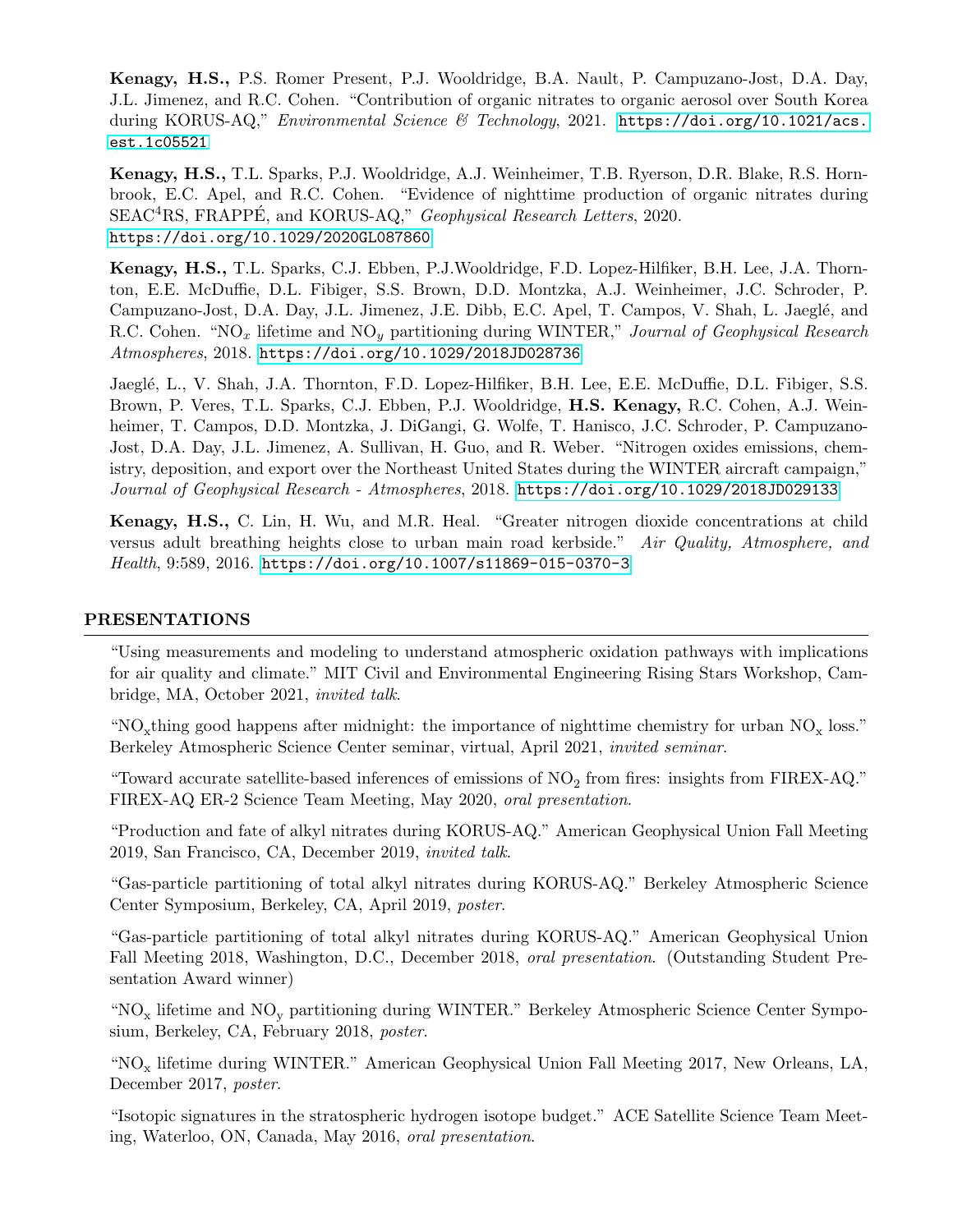**Kenagy, H.S.,** P.S. Romer Present, P.J. Wooldridge, B.A. Nault, P. Campuzano-Jost, D.A. Day, J.L. Jimenez, and R.C. Cohen. "Contribution of organic nitrates to organic aerosol over South Korea during KORUS-AQ," *Environmental Science & Technology*, 2021. https://doi.org/10.1021/acs.est.1c05521

**Kenagy, H.S.,** T.L. Sparks, P.J. Wooldridge, A.J. Weinheimer, T.B. Ryerson, D.R. Blake, R.S. Hornbrook, E.C. Apel, and R.C. Cohen. "Evidence of nighttime production of organic nitrates during SEAC$^4$RS, FRAPPÉ, and KORUS-AQ," *Geophysical Research Letters*, 2020. https://doi.org/10.1029/2020GL087860

**Kenagy, H.S.,** T.L. Sparks, C.J. Ebben, P.J.Wooldridge, F.D. Lopez-Hilfiker, B.H. Lee, J.A. Thornton, E.E. McDuffie, D.L. Fibiger, S.S. Brown, D.D. Montzka, A.J. Weinheimer, J.C. Schroder, P. Campuzano-Jost, D.A. Day, J.L. Jimenez, J.E. Dibb, E.C. Apel, T. Campos, V. Shah, L. Jaeglé, and R.C. Cohen. "$NO_x$ lifetime and $NO_y$ partitioning during WINTER," *Journal of Geophysical Research Atmospheres*, 2018. https://doi.org/10.1029/2018JD028736

Jaeglé, L., V. Shah, J.A. Thornton, F.D. Lopez-Hilfiker, B.H. Lee, E.E. McDuffie, D.L. Fibiger, S.S. Brown, P. Veres, T.L. Sparks, C.J. Ebben, P.J. Wooldridge, **H.S. Kenagy,** R.C. Cohen, A.J. Weinheimer, T. Campos, D.D. Montzka, J. DiGangi, G. Wolfe, T. Hanisco, J.C. Schroder, P. Campuzano-Jost, D.A. Day, J.L. Jimenez, A. Sullivan, H. Guo, and R. Weber. "Nitrogen oxides emissions, chemistry, deposition, and export over the Northeast United States during the WINTER aircraft campaign," *Journal of Geophysical Research - Atmospheres*, 2018. https://doi.org/10.1029/2018JD029133

**Kenagy, H.S.,** C. Lin, H. Wu, and M.R. Heal. "Greater nitrogen dioxide concentrations at child versus adult breathing heights close to urban main road kerbside." *Air Quality, Atmosphere, and Health*, 9:589, 2016. https://doi.org/10.1007/s11869-015-0370-3

## PRESENTATIONS

"Using measurements and modeling to understand atmospheric oxidation pathways with implications for air quality and climate." MIT Civil and Environmental Engineering Rising Stars Workshop, Cambridge, MA, October 2021, *invited talk*.

"$NO_x$thing good happens after midnight: the importance of nighttime chemistry for urban $NO_x$ loss." Berkeley Atmospheric Science Center seminar, virtual, April 2021, *invited seminar*.

"Toward accurate satellite-based inferences of emissions of $NO_2$ from fires: insights from FIREX-AQ." FIREX-AQ ER-2 Science Team Meeting, May 2020, *oral presentation*.

"Production and fate of alkyl nitrates during KORUS-AQ." American Geophysical Union Fall Meeting 2019, San Francisco, CA, December 2019, *invited talk*.

"Gas-particle partitioning of total alkyl nitrates during KORUS-AQ." Berkeley Atmospheric Science Center Symposium, Berkeley, CA, April 2019, *poster*.

"Gas-particle partitioning of total alkyl nitrates during KORUS-AQ." American Geophysical Union Fall Meeting 2018, Washington, D.C., December 2018, *oral presentation*. (Outstanding Student Presentation Award winner)

"$NO_x$ lifetime and $NO_y$ partitioning during WINTER." Berkeley Atmospheric Science Center Symposium, Berkeley, CA, February 2018, *poster*.

"$NO_x$ lifetime during WINTER." American Geophysical Union Fall Meeting 2017, New Orleans, LA, December 2017, *poster*.

"Isotopic signatures in the stratospheric hydrogen isotope budget." ACE Satellite Science Team Meeting, Waterloo, ON, Canada, May 2016, *oral presentation*.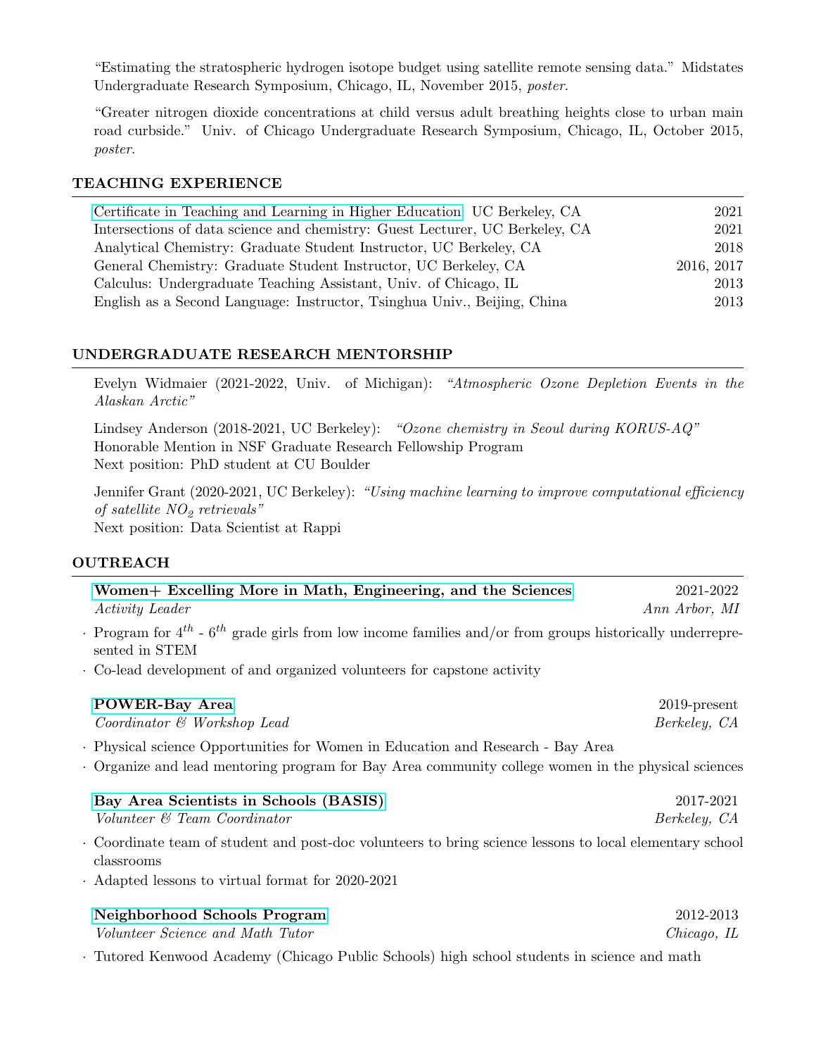"Estimating the stratospheric hydrogen isotope budget using satellite remote sensing data." Midstates Undergraduate Research Symposium, Chicago, IL, November 2015, *poster*.

"Greater nitrogen dioxide concentrations at child versus adult breathing heights close to urban main road curbside." Univ. of Chicago Undergraduate Research Symposium, Chicago, IL, October 2015, *poster*.

## TEACHING EXPERIENCE

| | |
|---|---|
| Certificate in Teaching and Learning in Higher Education, UC Berkeley, CA | 2021 |
| Intersections of data science and chemistry: Guest Lecturer, UC Berkeley, CA | 2021 |
| Analytical Chemistry: Graduate Student Instructor, UC Berkeley, CA | 2018 |
| General Chemistry: Graduate Student Instructor, UC Berkeley, CA | 2016, 2017 |
| Calculus: Undergraduate Teaching Assistant, Univ. of Chicago, IL | 2013 |
| English as a Second Language: Instructor, Tsinghua Univ., Beijing, China | 2013 |

## UNDERGRADUATE RESEARCH MENTORSHIP

Evelyn Widmaier (2021-2022, Univ. of Michigan): *"Atmospheric Ozone Depletion Events in the Alaskan Arctic"*

Lindsey Anderson (2018-2021, UC Berkeley): *"Ozone chemistry in Seoul during KORUS-AQ"*
Honorable Mention in NSF Graduate Research Fellowship Program
Next position: PhD student at CU Boulder

Jennifer Grant (2020-2021, UC Berkeley): *"Using machine learning to improve computational efficiency of satellite $NO_2$ retrievals"*
Next position: Data Scientist at Rappi

## OUTREACH

**Women+ Excelling More in Math, Engineering, and the Sciences** — 2021-2022
*Activity Leader* — *Ann Arbor, MI*

- Program for $4^{th}$ - $6^{th}$ grade girls from low income families and/or from groups historically underrepresented in STEM
- Co-lead development of and organized volunteers for capstone activity

**POWER-Bay Area** — 2019-present
*Coordinator & Workshop Lead* — *Berkeley, CA*

- Physical science Opportunities for Women in Education and Research - Bay Area
- Organize and lead mentoring program for Bay Area community college women in the physical sciences

**Bay Area Scientists in Schools (BASIS)** — 2017-2021
*Volunteer & Team Coordinator* — *Berkeley, CA*

- Coordinate team of student and post-doc volunteers to bring science lessons to local elementary school classrooms
- Adapted lessons to virtual format for 2020-2021

**Neighborhood Schools Program** — 2012-2013
*Volunteer Science and Math Tutor* — *Chicago, IL*

- Tutored Kenwood Academy (Chicago Public Schools) high school students in science and math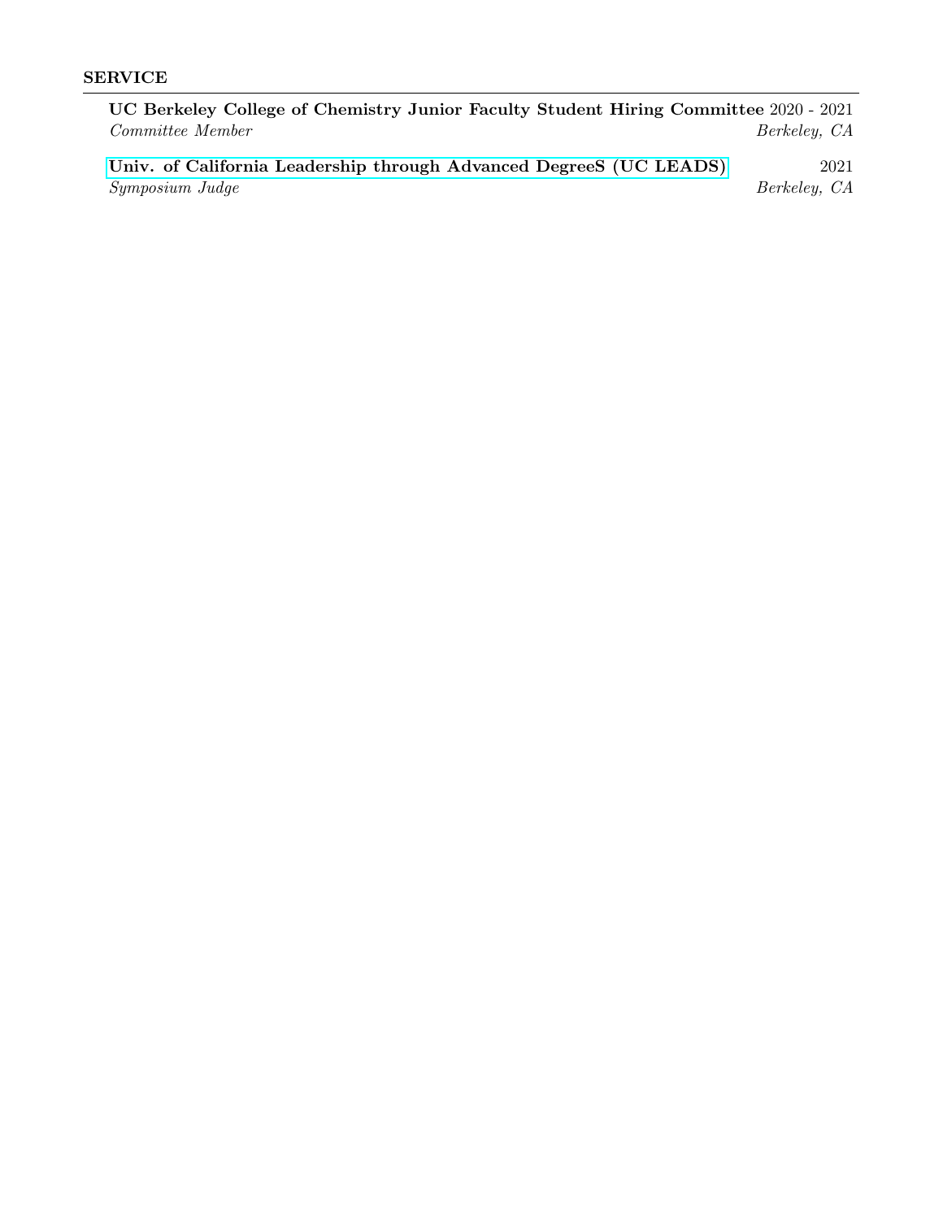## SERVICE

**UC Berkeley College of Chemistry Junior Faculty Student Hiring Committee** 2020 - 2021
*Committee Member* *Berkeley, CA*

**Univ. of California Leadership through Advanced DegreeS (UC LEADS)** 2021
*Symposium Judge* *Berkeley, CA*